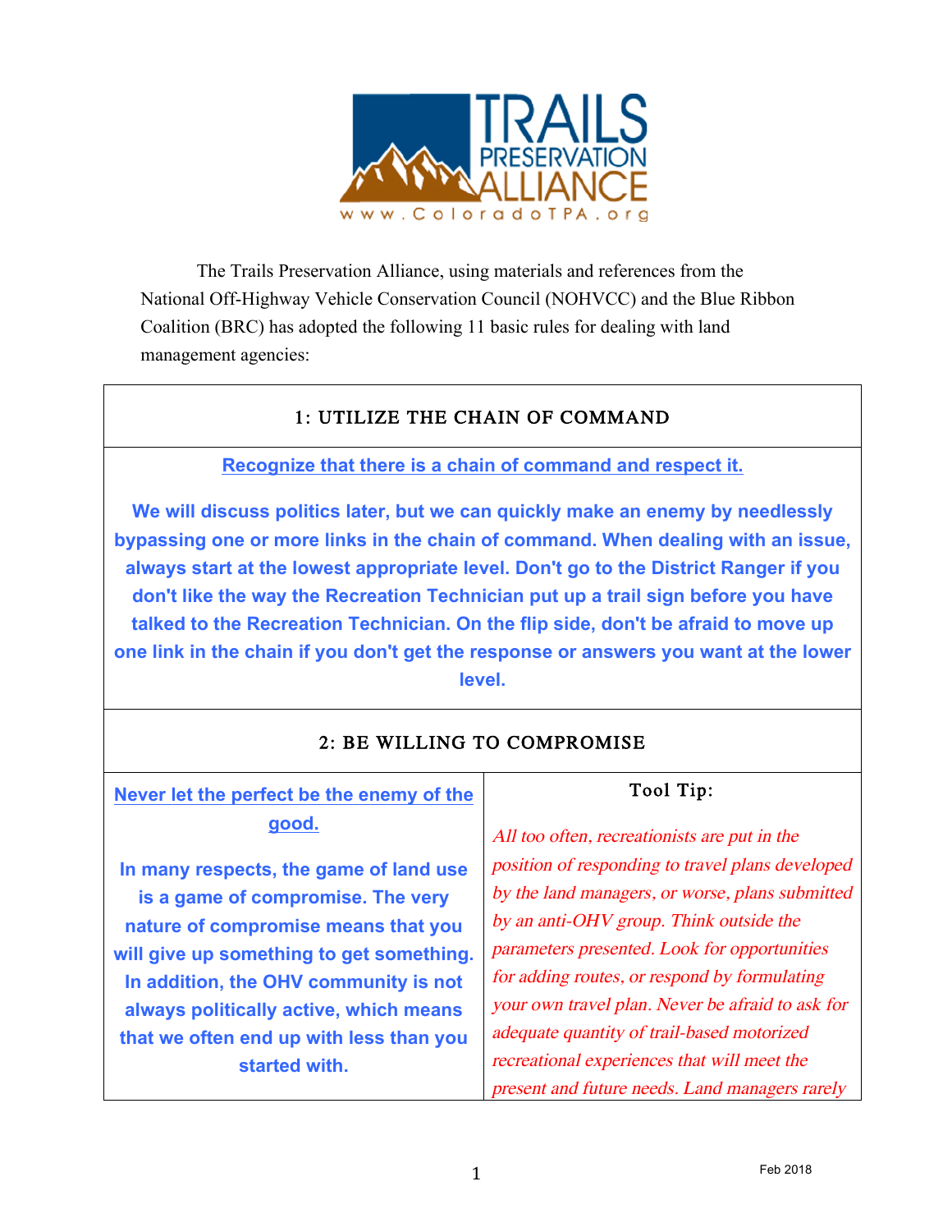TRAILS PRESERVATION ALLIANCE
www.ColoradoTPA.org

The Trails Preservation Alliance, using materials and references from the National Off-Highway Vehicle Conservation Council (NOHVCC) and the Blue Ribbon Coalition (BRC) has adopted the following 11 basic rules for dealing with land management agencies:

## 1: UTILIZE THE CHAIN OF COMMAND

**Recognize that there is a chain of command and respect it.**

**We will discuss politics later, but we can quickly make an enemy by needlessly bypassing one or more links in the chain of command. When dealing with an issue, always start at the lowest appropriate level. Don't go to the District Ranger if you don't like the way the Recreation Technician put up a trail sign before you have talked to the Recreation Technician. On the flip side, don't be afraid to move up one link in the chain if you don't get the response or answers you want at the lower level.**

## 2: BE WILLING TO COMPROMISE

**Never let the perfect be the enemy of the good.**

**In many respects, the game of land use is a game of compromise. The very nature of compromise means that you will give up something to get something. In addition, the OHV community is not always politically active, which means that we often end up with less than you started with.**

### Tool Tip:

*All too often, recreationists are put in the position of responding to travel plans developed by the land managers, or worse, plans submitted by an anti-OHV group. Think outside the parameters presented. Look for opportunities for adding routes, or respond by formulating your own travel plan. Never be afraid to ask for adequate quantity of trail-based motorized recreational experiences that will meet the present and future needs. Land managers rarely*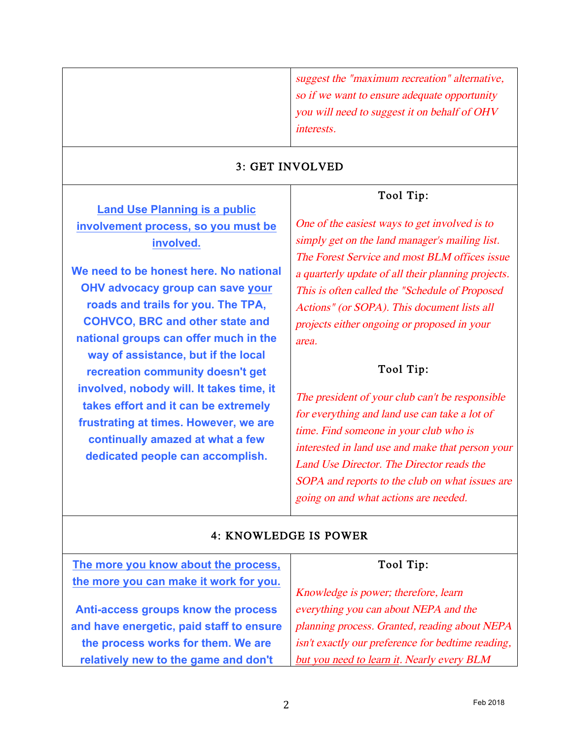| | |
|---|---|
| | *suggest the "maximum recreation" alternative, so if we want to ensure adequate opportunity you will need to suggest it on behalf of OHV interests.* |

## 3: GET INVOLVED

| | |
|---|---|
| **Land Use Planning is a public involvement process, so you must be involved.**<br><br>**We need to be honest here. No national OHV advocacy group can save your roads and trails for you. The TPA, COHVCO, BRC and other state and national groups can offer much in the way of assistance, but if the local recreation community doesn't get involved, nobody will. It takes time, it takes effort and it can be extremely frustrating at times. However, we are continually amazed at what a few dedicated people can accomplish.** | Tool Tip:<br><br>*One of the easiest ways to get involved is to simply get on the land manager's mailing list. The Forest Service and most BLM offices issue a quarterly update of all their planning projects. This is often called the "Schedule of Proposed Actions" (or SOPA). This document lists all projects either ongoing or proposed in your area.*<br><br>Tool Tip:<br><br>*The president of your club can't be responsible for everything and land use can take a lot of time. Find someone in your club who is interested in land use and make that person your Land Use Director. The Director reads the SOPA and reports to the club on what issues are going on and what actions are needed.* |

## 4: KNOWLEDGE IS POWER

| | |
|---|---|
| **The more you know about the process, the more you can make it work for you.**<br><br>**Anti-access groups know the process and have energetic, paid staff to ensure the process works for them. We are relatively new to the game and don't** | Tool Tip:<br><br>*Knowledge is power; therefore, learn everything you can about NEPA and the planning process. Granted, reading about NEPA isn't exactly our preference for bedtime reading, but you need to learn it. Nearly every BLM* |

Feb 2018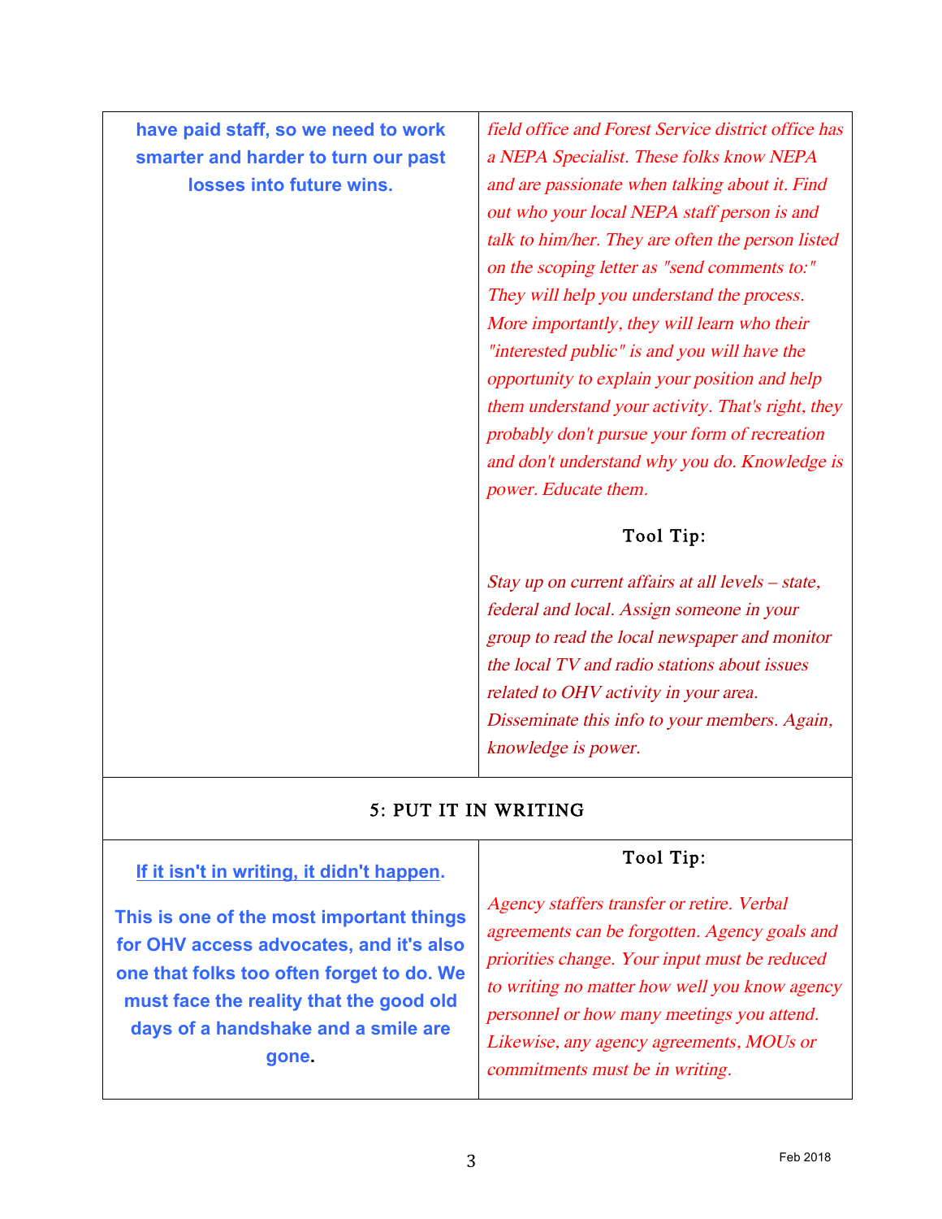| | |
|---|---|
| **have paid staff, so we need to work smarter and harder to turn our past losses into future wins.** | *field office and Forest Service district office has a NEPA Specialist. These folks know NEPA and are passionate when talking about it. Find out who your local NEPA staff person is and talk to him/her. They are often the person listed on the scoping letter as "send comments to:" They will help you understand the process. More importantly, they will learn who their "interested public" is and you will have the opportunity to explain your position and help them understand your activity. That's right, they probably don't pursue your form of recreation and don't understand why you do. Knowledge is power. Educate them.*<br><br>Tool Tip:<br><br>*Stay up on current affairs at all levels – state, federal and local. Assign someone in your group to read the local newspaper and monitor the local TV and radio stations about issues related to OHV activity in your area. Disseminate this info to your members. Again, knowledge is power.* |

## 5: PUT IT IN WRITING

| | |
|---|---|
| **<u>If it isn't in writing, it didn't happen</u>.**<br><br>**This is one of the most important things for OHV access advocates, and it's also one that folks too often forget to do. We must face the reality that the good old days of a handshake and a smile are gone.** | Tool Tip:<br><br>*Agency staffers transfer or retire. Verbal agreements can be forgotten. Agency goals and priorities change. Your input must be reduced to writing no matter how well you know agency personnel or how many meetings you attend. Likewise, any agency agreements, MOUs or commitments must be in writing.* |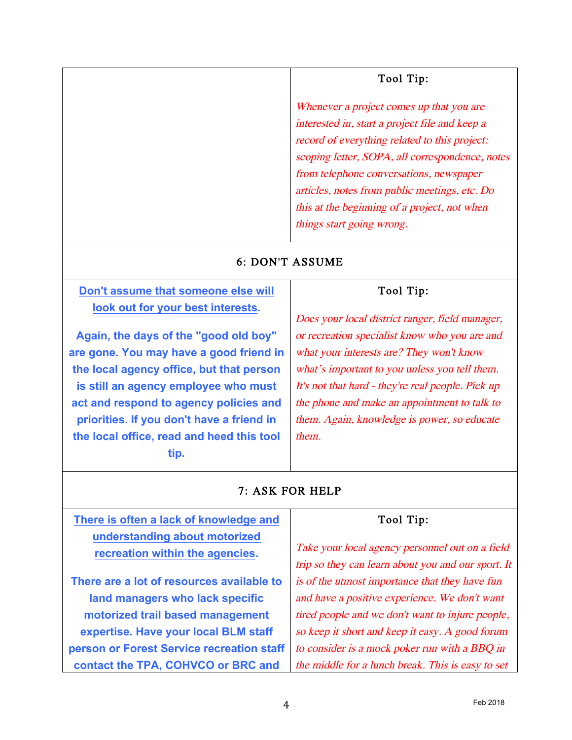| | Tool Tip: |
|---|---|
| | *Whenever a project comes up that you are interested in, start a project file and keep a record of everything related to this project: scoping letter, SOPA, all correspondence, notes from telephone conversations, newspaper articles, notes from public meetings, etc. Do this at the beginning of a project, not when things start going wrong.* |

## 6: DON'T ASSUME

| **Don't assume that someone else will look out for your best interests.** | Tool Tip: |
|---|---|
| **Again, the days of the "good old boy" are gone. You may have a good friend in the local agency office, but that person is still an agency employee who must act and respond to agency policies and priorities. If you don't have a friend in the local office, read and heed this tool tip.** | *Does your local district ranger, field manager, or recreation specialist know who you are and what your interests are? They won't know what's important to you unless you tell them. It's not that hard - they're real people. Pick up the phone and make an appointment to talk to them. Again, knowledge is power, so educate them.* |

## 7: ASK FOR HELP

| **There is often a lack of knowledge and understanding about motorized recreation within the agencies.** | Tool Tip: |
|---|---|
| **There are a lot of resources available to land managers who lack specific motorized trail based management expertise. Have your local BLM staff person or Forest Service recreation staff contact the TPA, COHVCO or BRC and** | *Take your local agency personnel out on a field trip so they can learn about you and our sport. It is of the utmost importance that they have fun and have a positive experience. We don't want tired people and we don't want to injure people, so keep it short and keep it easy. A good forum to consider is a mock poker run with a BBQ in the middle for a lunch break. This is easy to set* |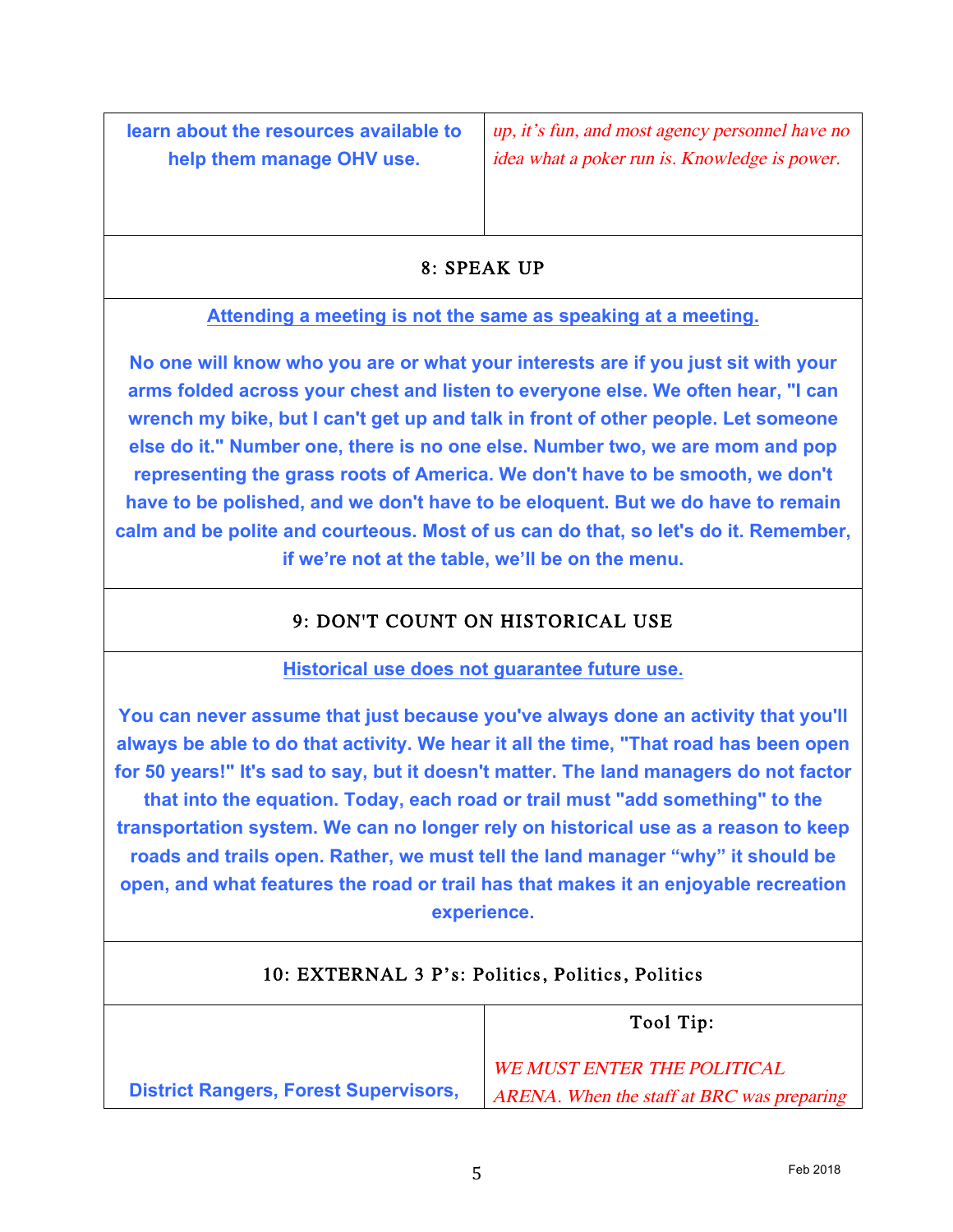| learn about the resources available to help them manage OHV use. | *up, it's fun, and most agency personnel have no idea what a poker run is. Knowledge is power.* |
|---|---|

## 8: SPEAK UP

**Attending a meeting is not the same as speaking at a meeting.**

**No one will know who you are or what your interests are if you just sit with your arms folded across your chest and listen to everyone else. We often hear, "I can wrench my bike, but I can't get up and talk in front of other people. Let someone else do it." Number one, there is no one else. Number two, we are mom and pop representing the grass roots of America. We don't have to be smooth, we don't have to be polished, and we don't have to be eloquent. But we do have to remain calm and be polite and courteous. Most of us can do that, so let's do it. Remember, if we're not at the table, we'll be on the menu.**

## 9: DON'T COUNT ON HISTORICAL USE

**Historical use does not guarantee future use.**

**You can never assume that just because you've always done an activity that you'll always be able to do that activity. We hear it all the time, "That road has been open for 50 years!" It's sad to say, but it doesn't matter. The land managers do not factor that into the equation. Today, each road or trail must "add something" to the transportation system. We can no longer rely on historical use as a reason to keep roads and trails open. Rather, we must tell the land manager "why" it should be open, and what features the road or trail has that makes it an enjoyable recreation experience.**

## 10: EXTERNAL 3 P's: Politics, Politics, Politics

| | Tool Tip: |
|---|---|
| **District Rangers, Forest Supervisors,** | *WE MUST ENTER THE POLITICAL ARENA. When the staff at BRC was preparing* |

Feb 2018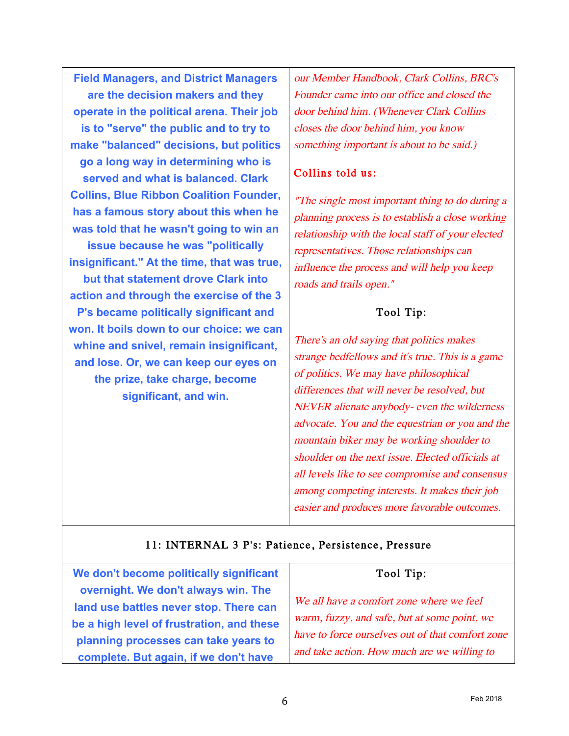**Field Managers, and District Managers are the decision makers and they operate in the political arena. Their job is to "serve" the public and to try to make "balanced" decisions, but politics go a long way in determining who is served and what is balanced. Clark Collins, Blue Ribbon Coalition Founder, has a famous story about this when he was told that he wasn't going to win an issue because he was "politically insignificant." At the time, that was true, but that statement drove Clark into action and through the exercise of the 3 P's became politically significant and won. It boils down to our choice: we can whine and snivel, remain insignificant, and lose. Or, we can keep our eyes on the prize, take charge, become significant, and win.**

*our Member Handbook, Clark Collins, BRC's Founder came into our office and closed the door behind him. (Whenever Clark Collins closes the door behind him, you know something important is about to be said.)*

Collins told us:

*"The single most important thing to do during a planning process is to establish a close working relationship with the local staff of your elected representatives. Those relationships can influence the process and will help you keep roads and trails open."*

Tool Tip:

*There's an old saying that politics makes strange bedfellows and it's true. This is a game of politics. We may have philosophical differences that will never be resolved, but NEVER alienate anybody- even the wilderness advocate. You and the equestrian or you and the mountain biker may be working shoulder to shoulder on the next issue. Elected officials at all levels like to see compromise and consensus among competing interests. It makes their job easier and produces more favorable outcomes.*

## 11: INTERNAL 3 P's: Patience, Persistence, Pressure

**We don't become politically significant overnight. We don't always win. The land use battles never stop. There can be a high level of frustration, and these planning processes can take years to complete. But again, if we don't have**

Tool Tip:

*We all have a comfort zone where we feel warm, fuzzy, and safe, but at some point, we have to force ourselves out of that comfort zone and take action. How much are we willing to*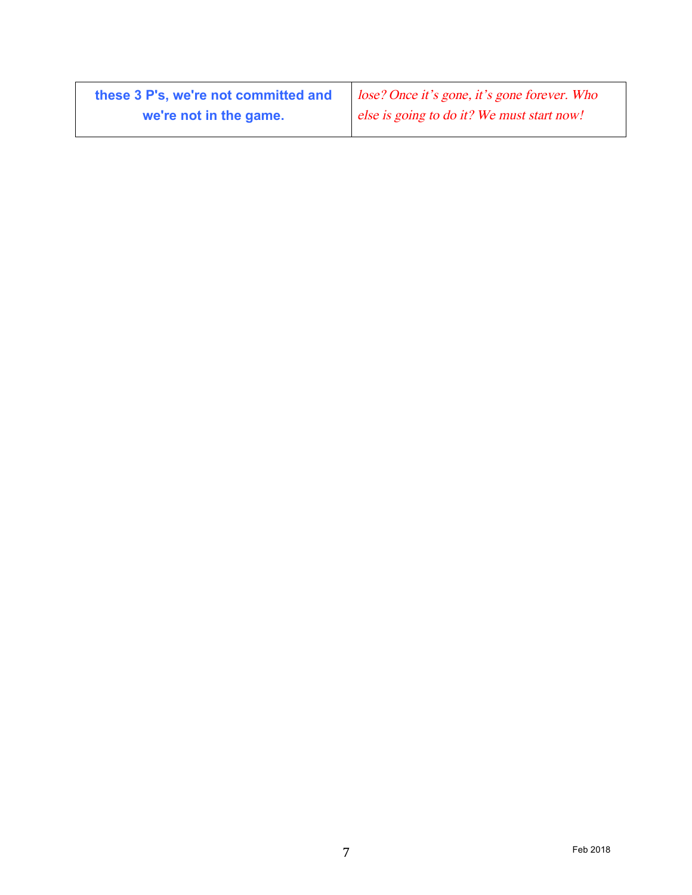| | |
|---|---|
| **these 3 P's, we're not committed and we're not in the game.** | *lose? Once it's gone, it's gone forever. Who else is going to do it? We must start now!* |

Feb 2018